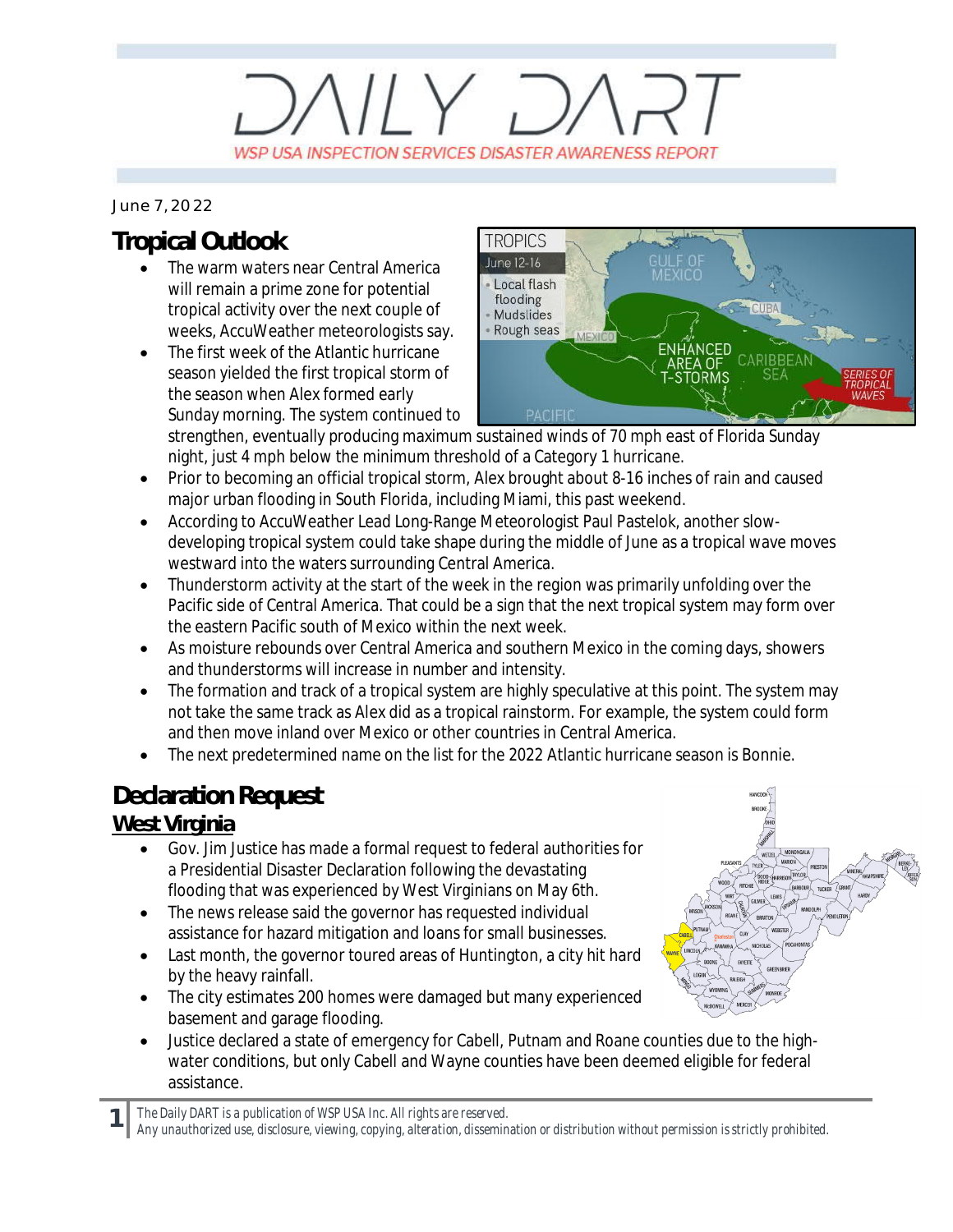# DAILY DART

WSP USA INSPECTION SERVICES DISASTER AWARENESS REPORT

June 7, 2022

## Tropical Outlook

- The warm waters near Central America will remain a prime zone for potential tropical activity over the next couple of weeks, AccuWeather meteorologists say.
- The first week of the Atlantic hurricane season yielded the first tropical storm of the season when Alex formed early Sunday morning. The system continued to strengthen, eventually producing maximum sustained winds of 70 mph east of Florida Sunday night, just 4 mph below the minimum threshold of a Category 1 hurricane.
- Prior to becoming an official tropical storm, Alex brought about 8-16 inches of rain and caused major urban flooding in South Florida, including Miami, this past weekend.
- According to AccuWeather Lead Long-Range Meteorologist Paul Pastelok, another slow-developing tropical system could take shape during the middle of June as a tropical wave moves westward into the waters surrounding Central America.
- Thunderstorm activity at the start of the week in the region was primarily unfolding over the Pacific side of Central America. That could be a sign that the next tropical system may form over the eastern Pacific south of Mexico within the next week.
- As moisture rebounds over Central America and southern Mexico in the coming days, showers and thunderstorms will increase in number and intensity.
- The formation and track of a tropical system are highly speculative at this point. The system may not take the same track as Alex did as a tropical rainstorm. For example, the system could form and then move inland over Mexico or other countries in Central America.
- The next predetermined name on the list for the 2022 Atlantic hurricane season is Bonnie.

## Declaration Request

### West Virginia

- Gov. Jim Justice has made a formal request to federal authorities for a Presidential Disaster Declaration following the devastating flooding that was experienced by West Virginians on May 6th.
- The news release said the governor has requested individual assistance for hazard mitigation and loans for small businesses.
- Last month, the governor toured areas of Huntington, a city hit hard by the heavy rainfall.
- The city estimates 200 homes were damaged but many experienced basement and garage flooding.
- Justice declared a state of emergency for Cabell, Putnam and Roane counties due to the high-water conditions, but only Cabell and Wayne counties have been deemed eligible for federal assistance.

*The Daily DART is a publication of WSP USA Inc. All rights are reserved.*
*Any unauthorized use, disclosure, viewing, copying, alteration, dissemination or distribution without permission is strictly prohibited.*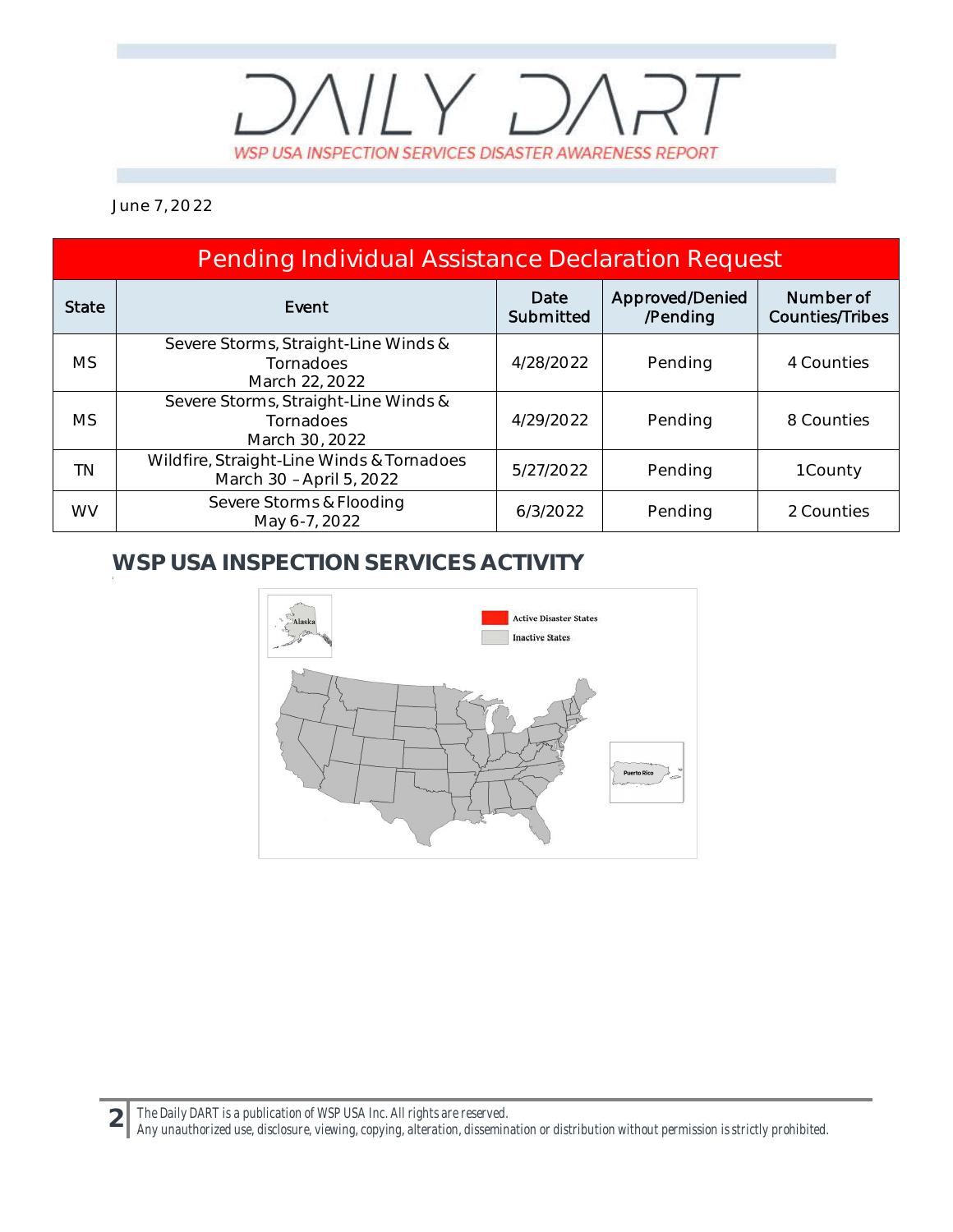# DAILY DART

WSP USA INSPECTION SERVICES DISASTER AWARENESS REPORT

June 7, 2022

| Pending Individual Assistance Declaration Request | | | | |
|---|---|---|---|---|
| State | Event | Date Submitted | Approved/Denied /Pending | Number of Counties/Tribes |
| MS | Severe Storms, Straight-Line Winds & Tornadoes March 22, 2022 | 4/28/2022 | Pending | 4 Counties |
| MS | Severe Storms, Straight-Line Winds & Tornadoes March 30, 2022 | 4/29/2022 | Pending | 8 Counties |
| TN | Wildfire, Straight-Line Winds & Tornadoes March 30 – April 5, 2022 | 5/27/2022 | Pending | 1County |
| WV | Severe Storms & Flooding May 6-7, 2022 | 6/3/2022 | Pending | 2 Counties |

## WSP USA INSPECTION SERVICES ACTIVITY

Active Disaster States

Inactive States

Alaska

Puerto Rico

The Daily DART is a publication of WSP USA Inc. All rights are reserved.
Any unauthorized use, disclosure, viewing, copying, alteration, dissemination or distribution without permission is strictly prohibited.